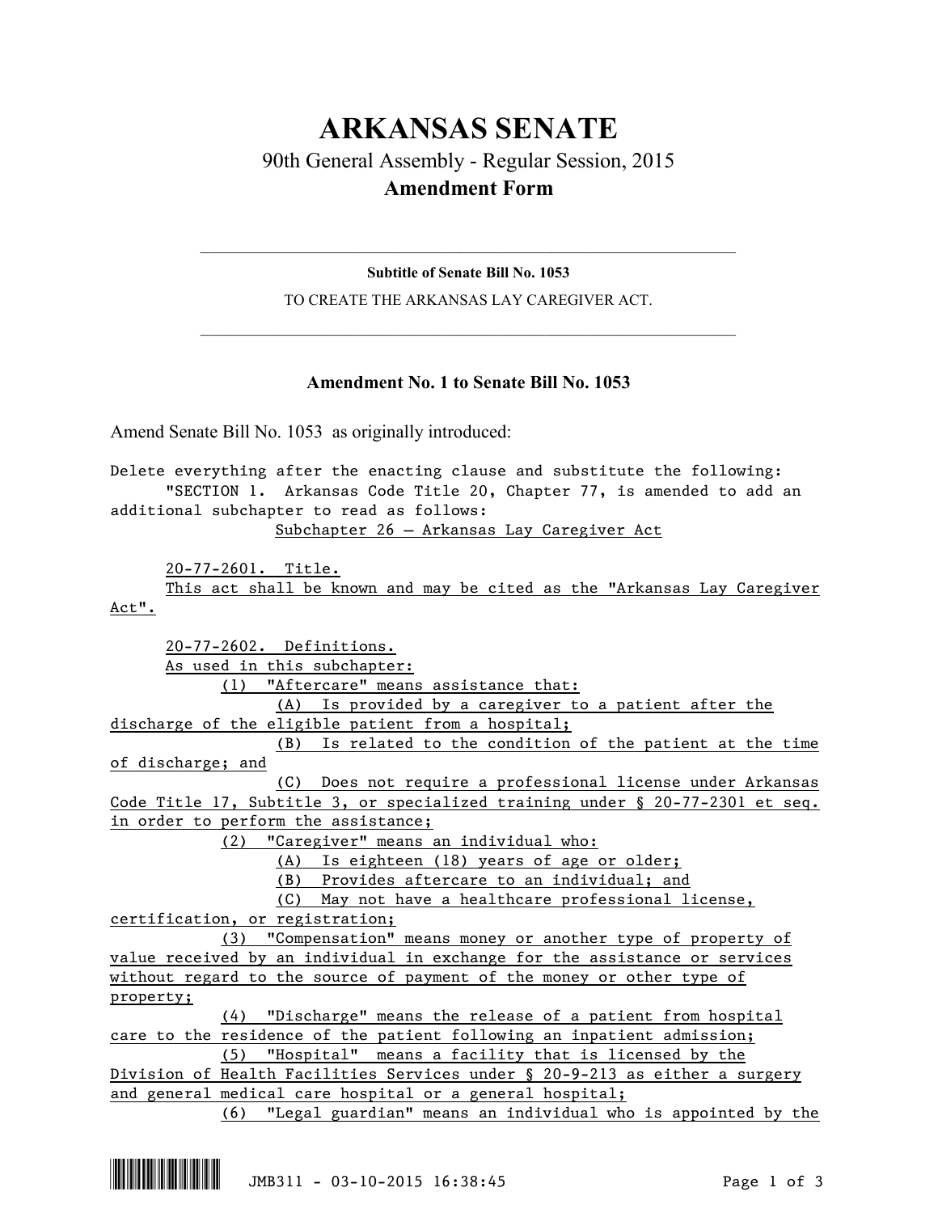# ARKANSAS SENATE

## 90th General Assembly - Regular Session, 2015

## Amendment Form

---

**Subtitle of Senate Bill No. 1053**

TO CREATE THE ARKANSAS LAY CAREGIVER ACT.

---

### Amendment No. 1 to Senate Bill No. 1053

Amend Senate Bill No. 1053 as originally introduced:

Delete everything after the enacting clause and substitute the following:

"SECTION 1. Arkansas Code Title 20, Chapter 77, is amended to add an additional subchapter to read as follows:

Subchapter 26 — Arkansas Lay Caregiver Act

20-77-2601. Title.

This act shall be known and may be cited as the "Arkansas Lay Caregiver Act".

20-77-2602. Definitions.

As used in this subchapter:

(1) "Aftercare" means assistance that:

(A) Is provided by a caregiver to a patient after the discharge of the eligible patient from a hospital;

(B) Is related to the condition of the patient at the time of discharge; and

(C) Does not require a professional license under Arkansas Code Title 17, Subtitle 3, or specialized training under § 20-77-2301 et seq. in order to perform the assistance;

(2) "Caregiver" means an individual who:

(A) Is eighteen (18) years of age or older;

(B) Provides aftercare to an individual; and

(C) May not have a healthcare professional license, certification, or registration;

(3) "Compensation" means money or another type of property of value received by an individual in exchange for the assistance or services without regard to the source of payment of the money or other type of property;

(4) "Discharge" means the release of a patient from hospital care to the residence of the patient following an inpatient admission;

(5) "Hospital" means a facility that is licensed by the Division of Health Facilities Services under § 20-9-213 as either a surgery and general medical care hospital or a general hospital;

(6) "Legal guardian" means an individual who is appointed by the

JMB311 - 03-10-2015 16:38:45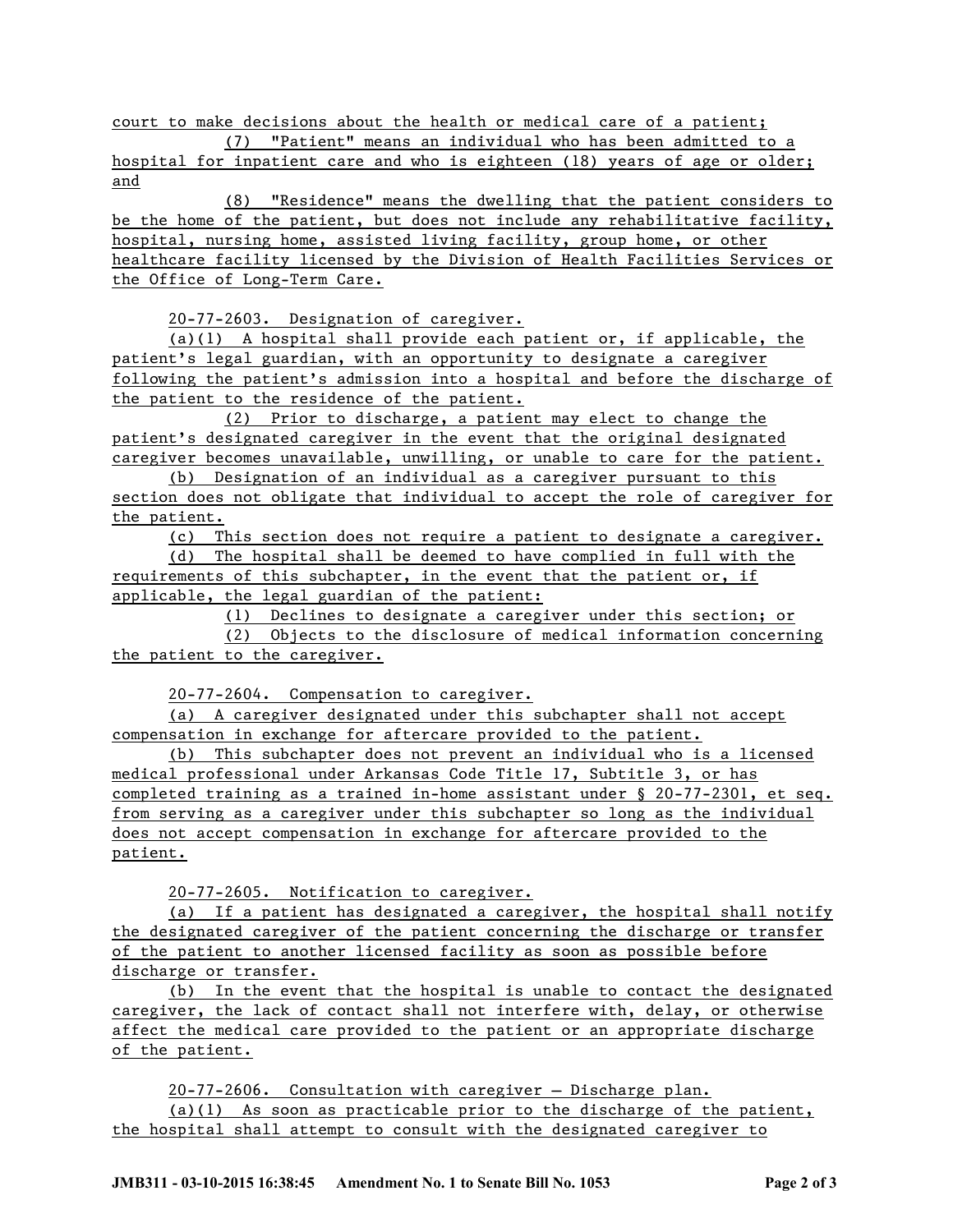court to make decisions about the health or medical care of a patient;

(7) "Patient" means an individual who has been admitted to a hospital for inpatient care and who is eighteen (18) years of age or older; and

(8) "Residence" means the dwelling that the patient considers to be the home of the patient, but does not include any rehabilitative facility, hospital, nursing home, assisted living facility, group home, or other healthcare facility licensed by the Division of Health Facilities Services or the Office of Long-Term Care.

20-77-2603. Designation of caregiver.

(a)(1) A hospital shall provide each patient or, if applicable, the patient's legal guardian, with an opportunity to designate a caregiver following the patient's admission into a hospital and before the discharge of the patient to the residence of the patient.

(2) Prior to discharge, a patient may elect to change the patient's designated caregiver in the event that the original designated caregiver becomes unavailable, unwilling, or unable to care for the patient.

(b) Designation of an individual as a caregiver pursuant to this section does not obligate that individual to accept the role of caregiver for the patient.

(c) This section does not require a patient to designate a caregiver.

(d) The hospital shall be deemed to have complied in full with the requirements of this subchapter, in the event that the patient or, if applicable, the legal guardian of the patient:

(1) Declines to designate a caregiver under this section; or

(2) Objects to the disclosure of medical information concerning the patient to the caregiver.

20-77-2604. Compensation to caregiver.

(a) A caregiver designated under this subchapter shall not accept compensation in exchange for aftercare provided to the patient.

(b) This subchapter does not prevent an individual who is a licensed medical professional under Arkansas Code Title 17, Subtitle 3, or has completed training as a trained in-home assistant under § 20-77-2301, et seq. from serving as a caregiver under this subchapter so long as the individual does not accept compensation in exchange for aftercare provided to the patient.

20-77-2605. Notification to caregiver.

(a) If a patient has designated a caregiver, the hospital shall notify the designated caregiver of the patient concerning the discharge or transfer of the patient to another licensed facility as soon as possible before discharge or transfer.

(b) In the event that the hospital is unable to contact the designated caregiver, the lack of contact shall not interfere with, delay, or otherwise affect the medical care provided to the patient or an appropriate discharge of the patient.

20-77-2606. Consultation with caregiver — Discharge plan.

(a)(1) As soon as practicable prior to the discharge of the patient, the hospital shall attempt to consult with the designated caregiver to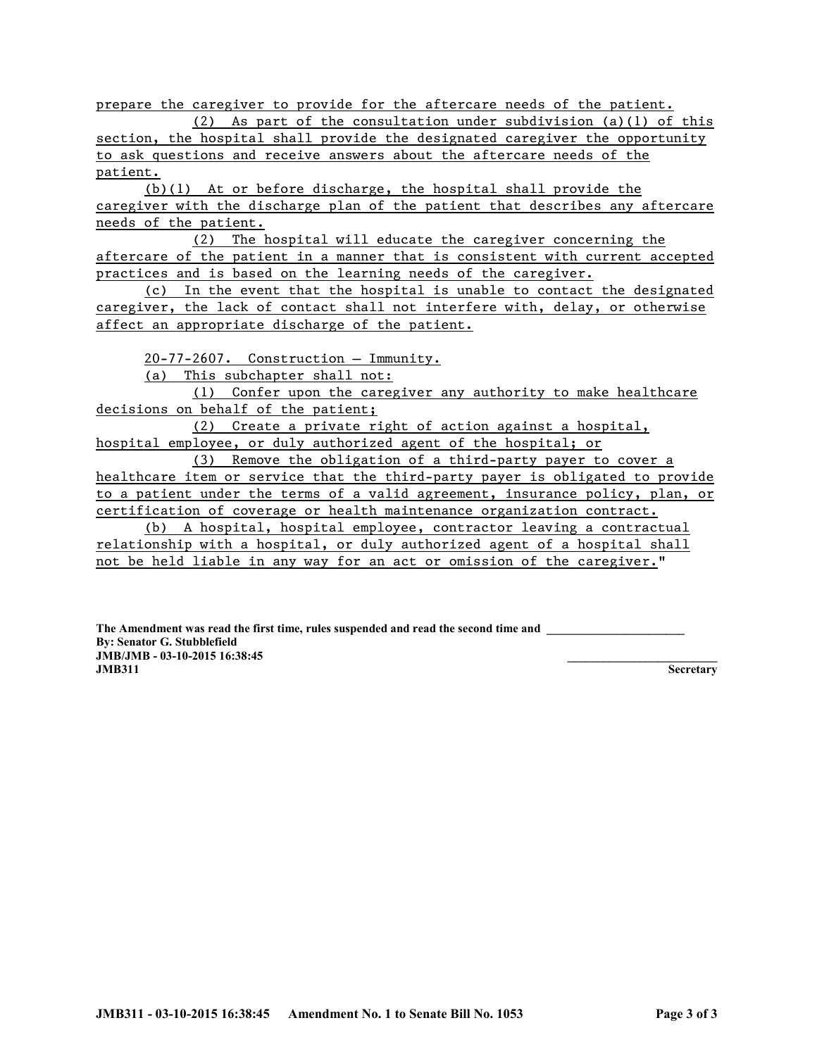prepare the caregiver to provide for the aftercare needs of the patient.

(2) As part of the consultation under subdivision (a)(1) of this section, the hospital shall provide the designated caregiver the opportunity to ask questions and receive answers about the aftercare needs of the patient.

(b)(1) At or before discharge, the hospital shall provide the caregiver with the discharge plan of the patient that describes any aftercare needs of the patient.

(2) The hospital will educate the caregiver concerning the aftercare of the patient in a manner that is consistent with current accepted practices and is based on the learning needs of the caregiver.

(c) In the event that the hospital is unable to contact the designated caregiver, the lack of contact shall not interfere with, delay, or otherwise affect an appropriate discharge of the patient.

20-77-2607. Construction — Immunity.

(a) This subchapter shall not:

(1) Confer upon the caregiver any authority to make healthcare decisions on behalf of the patient;

(2) Create a private right of action against a hospital, hospital employee, or duly authorized agent of the hospital; or

(3) Remove the obligation of a third-party payer to cover a healthcare item or service that the third-party payer is obligated to provide to a patient under the terms of a valid agreement, insurance policy, plan, or certification of coverage or health maintenance organization contract.

(b) A hospital, hospital employee, contractor leaving a contractual relationship with a hospital, or duly authorized agent of a hospital shall not be held liable in any way for an act or omission of the caregiver."

**The Amendment was read the first time, rules suspended and read the second time and \_\_\_\_\_\_\_\_\_\_\_\_\_\_\_\_\_\_\_\_\_\_**
**By: Senator G. Stubblefield**
**JMB/JMB - 03-10-2015 16:38:45**
**JMB311**

\_\_\_\_\_\_\_\_\_\_\_\_\_\_\_\_\_\_\_\_\_\_\_\_\_\_
**Secretary**